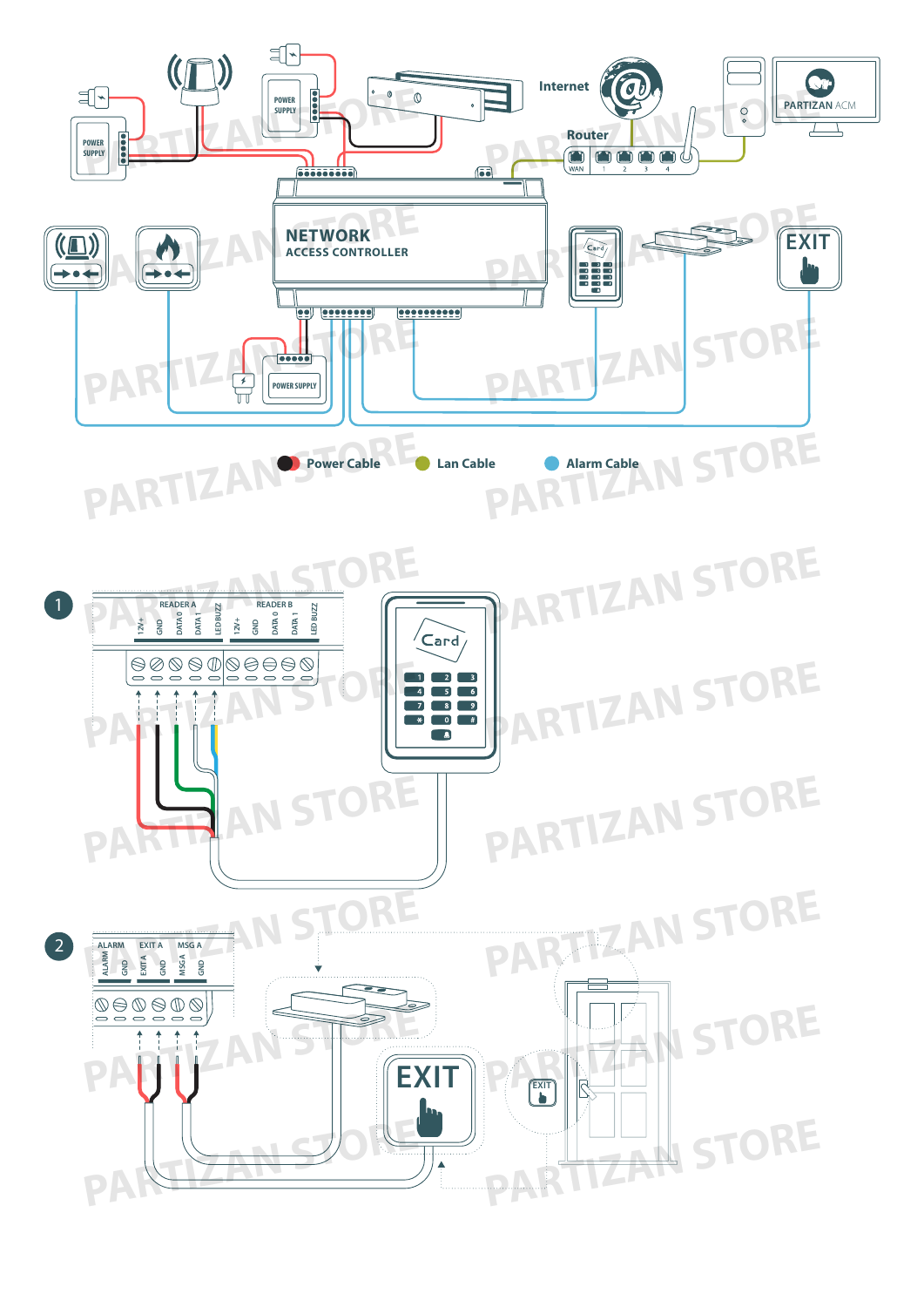Internet

Router

WAN 1 2 3 4

PARTIZAN ACM

POWER SUPPLY

POWER SUPPLY

NETWORK
ACCESS CONTROLLER

EXIT

POWER SUPPLY

Power Cable Lan Cable Alarm Cable

1

READER A: 12V+ GND DATA 0 DATA 1 LED BUZZ

READER B: 12V+ GND DATA 0 DATA 1 LED BUZZ

Card

1 2 3
4 5 6
7 8 9
* 0 #

2

ALARM: ALARM GND

EXIT A: EXIT A GND

MSG A: MSGA GND

EXIT

EXIT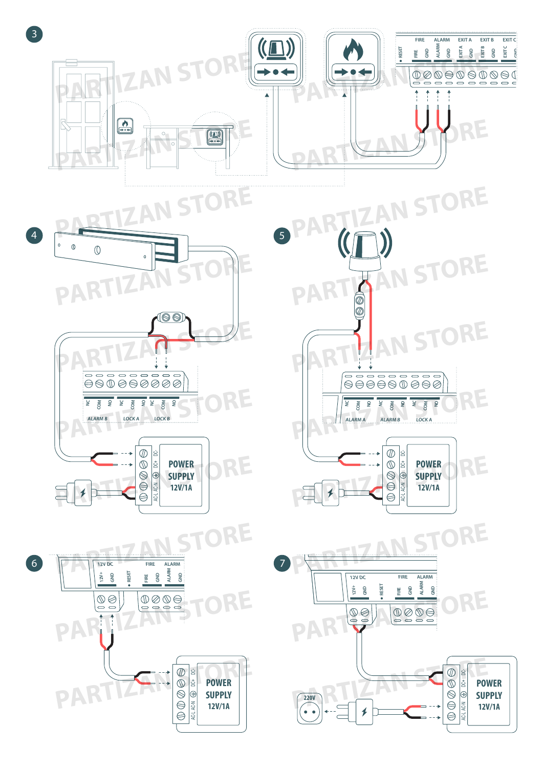3

FIRE ALARM EXIT A EXIT B EXIT C

RESET FIRE GND ALARM GND EXIT A GND EXIT B GND EXIT C GND

4

NC COM NO NC COM NO NC COM NO

ALARM B LOCK A LOCK B

DC- DC+ AC-N AC-L

POWER SUPPLY 12V/1A

5

NC COM NO NC COM NO NC COM NO

ALARM A ALARM B LOCK A

DC- DC+ AC-N AC-L

POWER SUPPLY 12V/1A

6

12V DC FIRE ALARM

12V+ GND RESET FIRE GND ALARM GND

DC- DC+ AC-N AC-L

POWER SUPPLY 12V/1A

7

12V DC FIRE ALARM

12V+ GND RESET FIRE GND ALARM GND

220V

DC- DC+ AC-N AC-L

POWER SUPPLY 12V/1A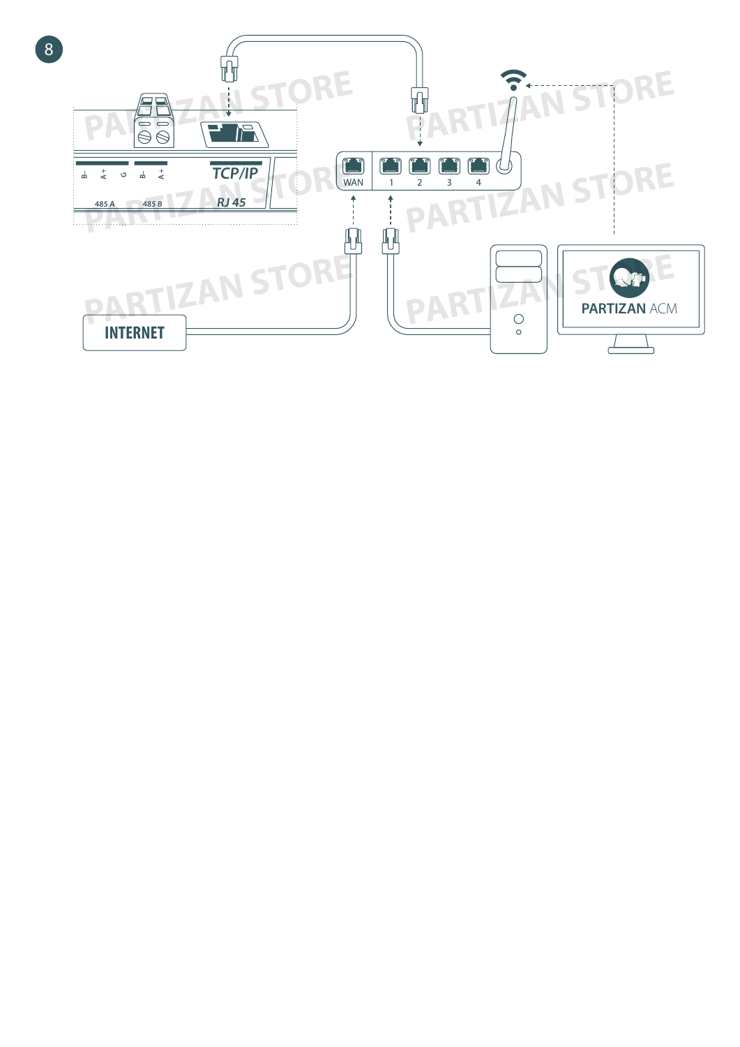8

B- A+ G B- A+

485 A 485 B

TCP/IP

RJ 45

WAN 1 2 3 4

INTERNET

PARTIZAN ACM